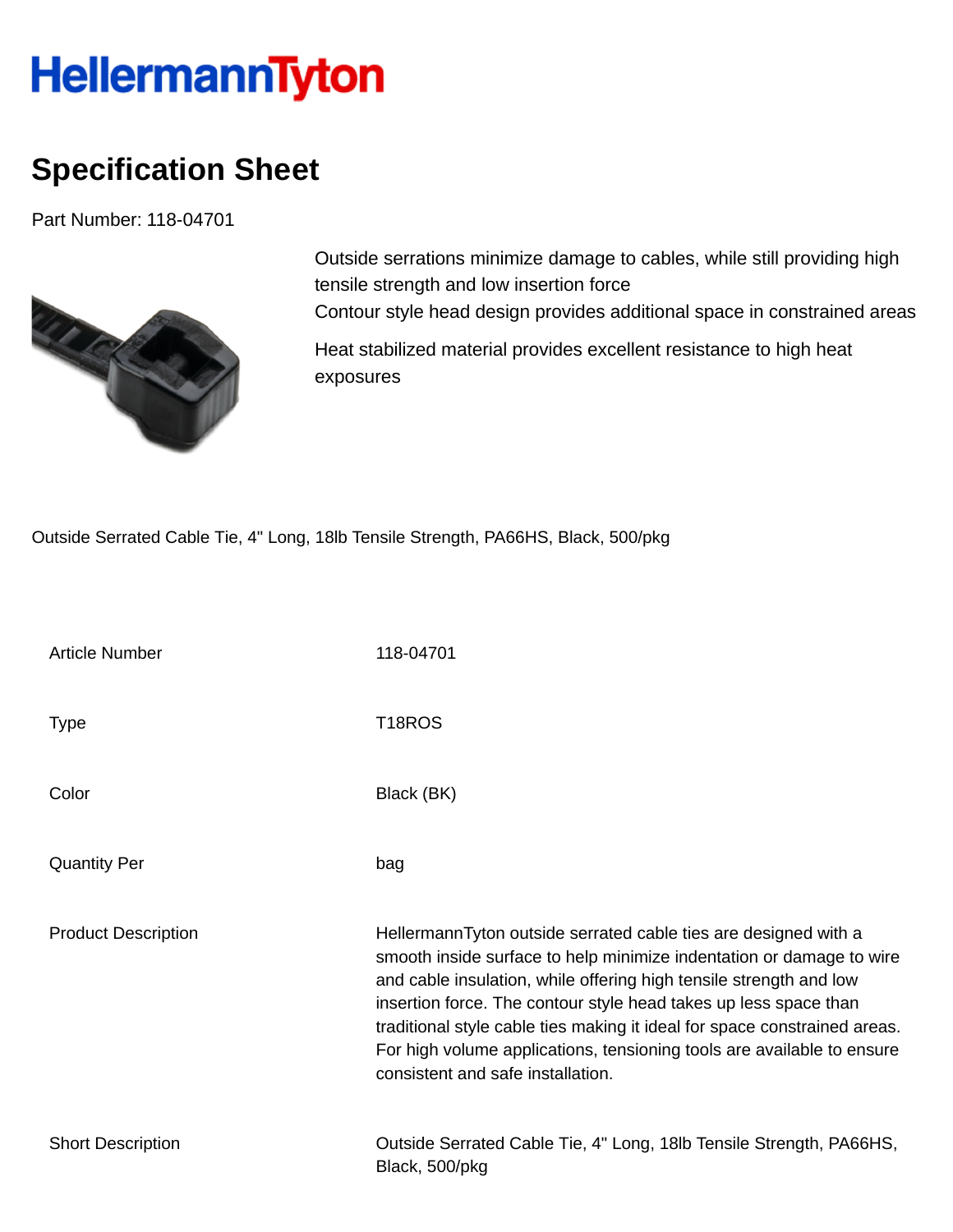# HellermannTyton

## Specification Sheet

Part Number: 118-04701

Outside serrations minimize damage to cables, while still providing high tensile strength and low insertion force
Contour style head design provides additional space in constrained areas

Heat stabilized material provides excellent resistance to high heat exposures

Outside Serrated Cable Tie, 4" Long, 18lb Tensile Strength, PA66HS, Black, 500/pkg

| | |
|---|---|
| Article Number | 118-04701 |
| Type | T18ROS |
| Color | Black (BK) |
| Quantity Per | bag |
| Product Description | HellermannTyton outside serrated cable ties are designed with a smooth inside surface to help minimize indentation or damage to wire and cable insulation, while offering high tensile strength and low insertion force. The contour style head takes up less space than traditional style cable ties making it ideal for space constrained areas. For high volume applications, tensioning tools are available to ensure consistent and safe installation. |
| Short Description | Outside Serrated Cable Tie, 4" Long, 18lb Tensile Strength, PA66HS, Black, 500/pkg |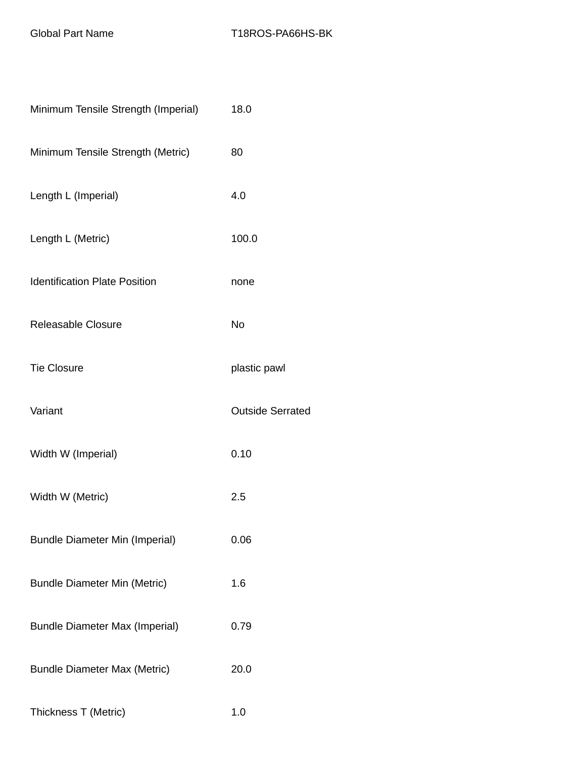| | |
|---|---|
| Global Part Name | T18ROS-PA66HS-BK |
| Minimum Tensile Strength (Imperial) | 18.0 |
| Minimum Tensile Strength (Metric) | 80 |
| Length L (Imperial) | 4.0 |
| Length L (Metric) | 100.0 |
| Identification Plate Position | none |
| Releasable Closure | No |
| Tie Closure | plastic pawl |
| Variant | Outside Serrated |
| Width W (Imperial) | 0.10 |
| Width W (Metric) | 2.5 |
| Bundle Diameter Min (Imperial) | 0.06 |
| Bundle Diameter Min (Metric) | 1.6 |
| Bundle Diameter Max (Imperial) | 0.79 |
| Bundle Diameter Max (Metric) | 20.0 |
| Thickness T (Metric) | 1.0 |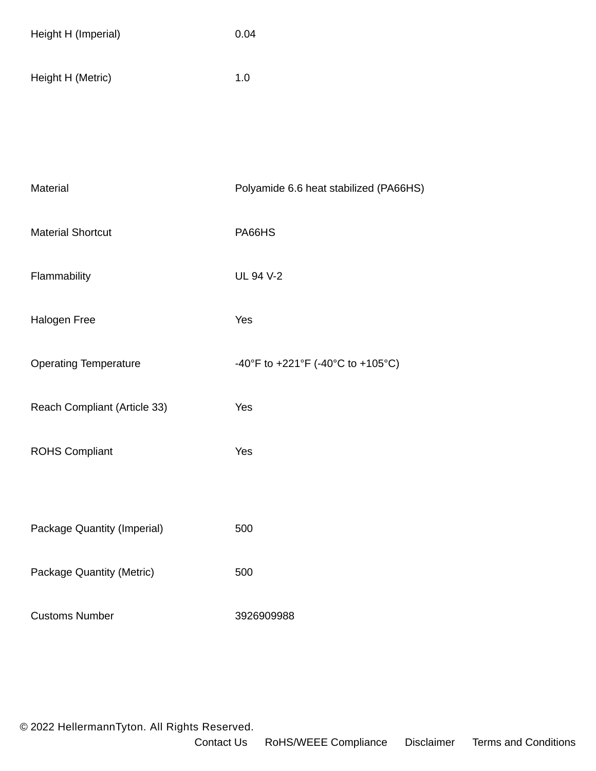| | |
|---|---|
| Height H (Imperial) | 0.04 |
| Height H (Metric) | 1.0 |

| | |
|---|---|
| Material | Polyamide 6.6 heat stabilized (PA66HS) |
| Material Shortcut | PA66HS |
| Flammability | UL 94 V-2 |
| Halogen Free | Yes |
| Operating Temperature | -40°F to +221°F (-40°C to +105°C) |
| Reach Compliant (Article 33) | Yes |
| ROHS Compliant | Yes |

| | |
|---|---|
| Package Quantity (Imperial) | 500 |
| Package Quantity (Metric) | 500 |
| Customs Number | 3926909988 |

© 2022 HellermannTyton. All Rights Reserved.

Contact Us RoHS/WEEE Compliance Disclaimer Terms and Conditions